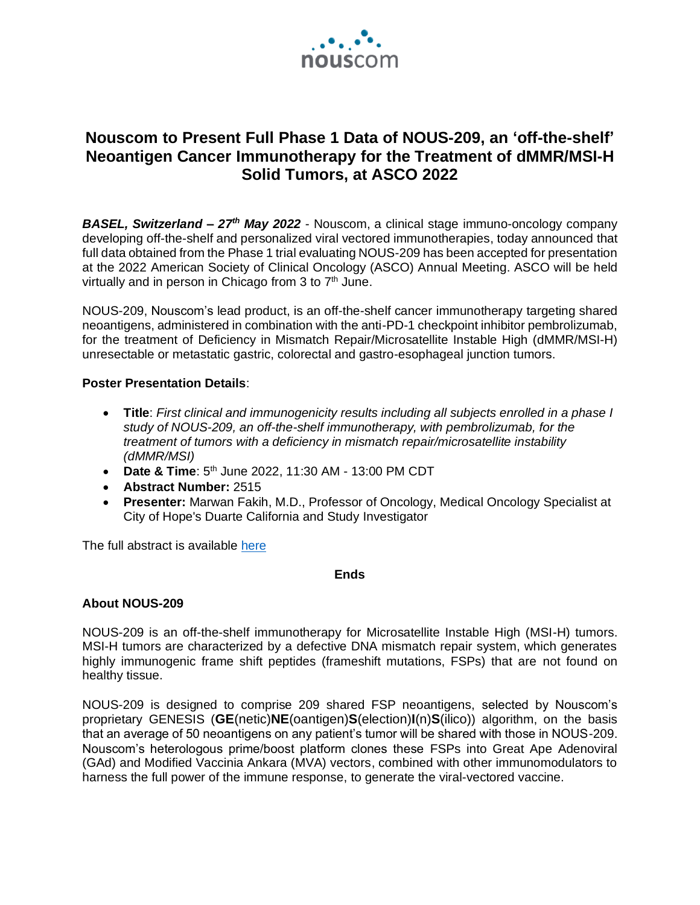# Nouscom to Present Full Phase 1 Data of NOUS-209, an 'off-the-shelf' Neoantigen Cancer Immunotherapy for the Treatment of dMMR/MSI-H Solid Tumors, at ASCO 2022

***BASEL, Switzerland – 27th May 2022*** - Nouscom, a clinical stage immuno-oncology company developing off-the-shelf and personalized viral vectored immunotherapies, today announced that full data obtained from the Phase 1 trial evaluating NOUS-209 has been accepted for presentation at the 2022 American Society of Clinical Oncology (ASCO) Annual Meeting. ASCO will be held virtually and in person in Chicago from 3 to 7th June.

NOUS-209, Nouscom's lead product, is an off-the-shelf cancer immunotherapy targeting shared neoantigens, administered in combination with the anti-PD-1 checkpoint inhibitor pembrolizumab, for the treatment of Deficiency in Mismatch Repair/Microsatellite Instable High (dMMR/MSI-H) unresectable or metastatic gastric, colorectal and gastro-esophageal junction tumors.

**Poster Presentation Details**:

- **Title**: *First clinical and immunogenicity results including all subjects enrolled in a phase I study of NOUS-209, an off-the-shelf immunotherapy, with pembrolizumab, for the treatment of tumors with a deficiency in mismatch repair/microsatellite instability (dMMR/MSI)*
- **Date & Time**: 5th June 2022, 11:30 AM - 13:00 PM CDT
- **Abstract Number:** 2515
- **Presenter:** Marwan Fakih, M.D., Professor of Oncology, Medical Oncology Specialist at City of Hope's Duarte California and Study Investigator

The full abstract is available here

**Ends**

## About NOUS-209

NOUS-209 is an off-the-shelf immunotherapy for Microsatellite Instable High (MSI-H) tumors. MSI-H tumors are characterized by a defective DNA mismatch repair system, which generates highly immunogenic frame shift peptides (frameshift mutations, FSPs) that are not found on healthy tissue.

NOUS-209 is designed to comprise 209 shared FSP neoantigens, selected by Nouscom's proprietary GENESIS (**GE**(netic)**NE**(oantigen)**S**(election)**I**(n)**S**(ilico)) algorithm, on the basis that an average of 50 neoantigens on any patient's tumor will be shared with those in NOUS-209. Nouscom's heterologous prime/boost platform clones these FSPs into Great Ape Adenoviral (GAd) and Modified Vaccinia Ankara (MVA) vectors, combined with other immunomodulators to harness the full power of the immune response, to generate the viral-vectored vaccine.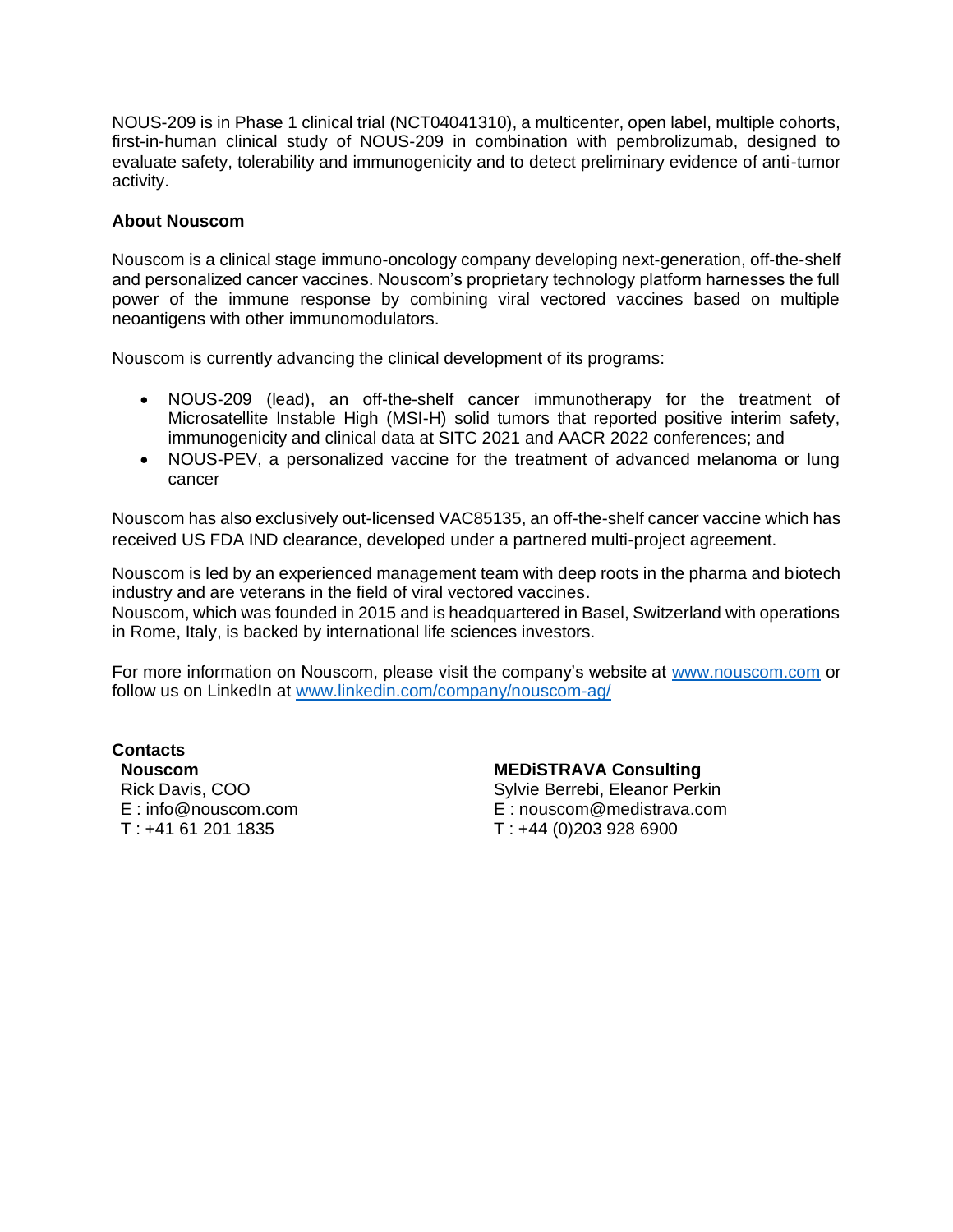NOUS-209 is in Phase 1 clinical trial (NCT04041310), a multicenter, open label, multiple cohorts, first-in-human clinical study of NOUS-209 in combination with pembrolizumab, designed to evaluate safety, tolerability and immunogenicity and to detect preliminary evidence of anti-tumor activity.

**About Nouscom**

Nouscom is a clinical stage immuno-oncology company developing next-generation, off-the-shelf and personalized cancer vaccines. Nouscom's proprietary technology platform harnesses the full power of the immune response by combining viral vectored vaccines based on multiple neoantigens with other immunomodulators.

Nouscom is currently advancing the clinical development of its programs:

- NOUS-209 (lead), an off-the-shelf cancer immunotherapy for the treatment of Microsatellite Instable High (MSI-H) solid tumors that reported positive interim safety, immunogenicity and clinical data at SITC 2021 and AACR 2022 conferences; and
- NOUS-PEV, a personalized vaccine for the treatment of advanced melanoma or lung cancer

Nouscom has also exclusively out-licensed VAC85135, an off-the-shelf cancer vaccine which has received US FDA IND clearance, developed under a partnered multi-project agreement.

Nouscom is led by an experienced management team with deep roots in the pharma and biotech industry and are veterans in the field of viral vectored vaccines.
Nouscom, which was founded in 2015 and is headquartered in Basel, Switzerland with operations in Rome, Italy, is backed by international life sciences investors.

For more information on Nouscom, please visit the company's website at www.nouscom.com or follow us on LinkedIn at www.linkedin.com/company/nouscom-ag/

**Contacts**

**Nouscom**
Rick Davis, COO
E : info@nouscom.com
T : +41 61 201 1835

**MEDiSTRAVA Consulting**
Sylvie Berrebi, Eleanor Perkin
E : nouscom@medistrava.com
T : +44 (0)203 928 6900